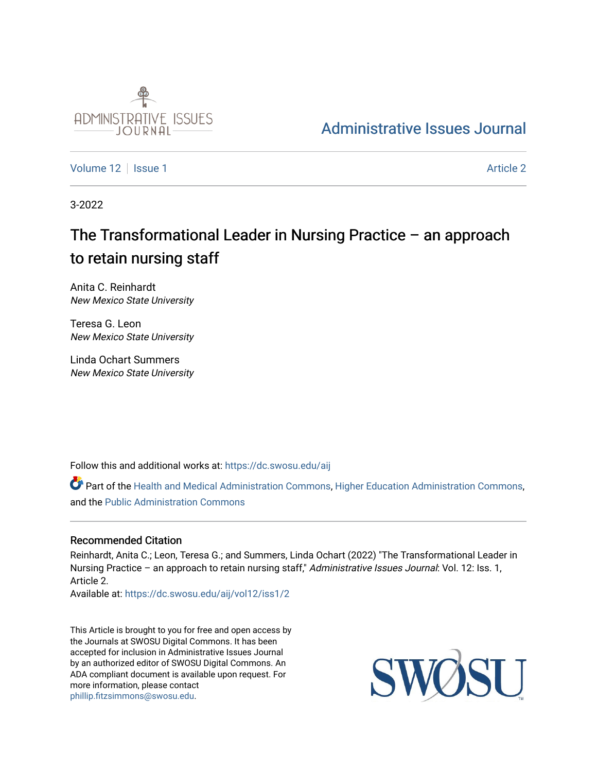Administrative Issues Journal

Volume 12 | Issue 1 | Article 2

3-2022

# The Transformational Leader in Nursing Practice – an approach to retain nursing staff

Anita C. Reinhardt
*New Mexico State University*

Teresa G. Leon
*New Mexico State University*

Linda Ochart Summers
*New Mexico State University*

Follow this and additional works at: https://dc.swosu.edu/aij

Part of the Health and Medical Administration Commons, Higher Education Administration Commons, and the Public Administration Commons

### Recommended Citation

Reinhardt, Anita C.; Leon, Teresa G.; and Summers, Linda Ochart (2022) "The Transformational Leader in Nursing Practice – an approach to retain nursing staff," *Administrative Issues Journal*: Vol. 12: Iss. 1, Article 2.
Available at: https://dc.swosu.edu/aij/vol12/iss1/2

This Article is brought to you for free and open access by the Journals at SWOSU Digital Commons. It has been accepted for inclusion in Administrative Issues Journal by an authorized editor of SWOSU Digital Commons. An ADA compliant document is available upon request. For more information, please contact phillip.fitzsimmons@swosu.edu.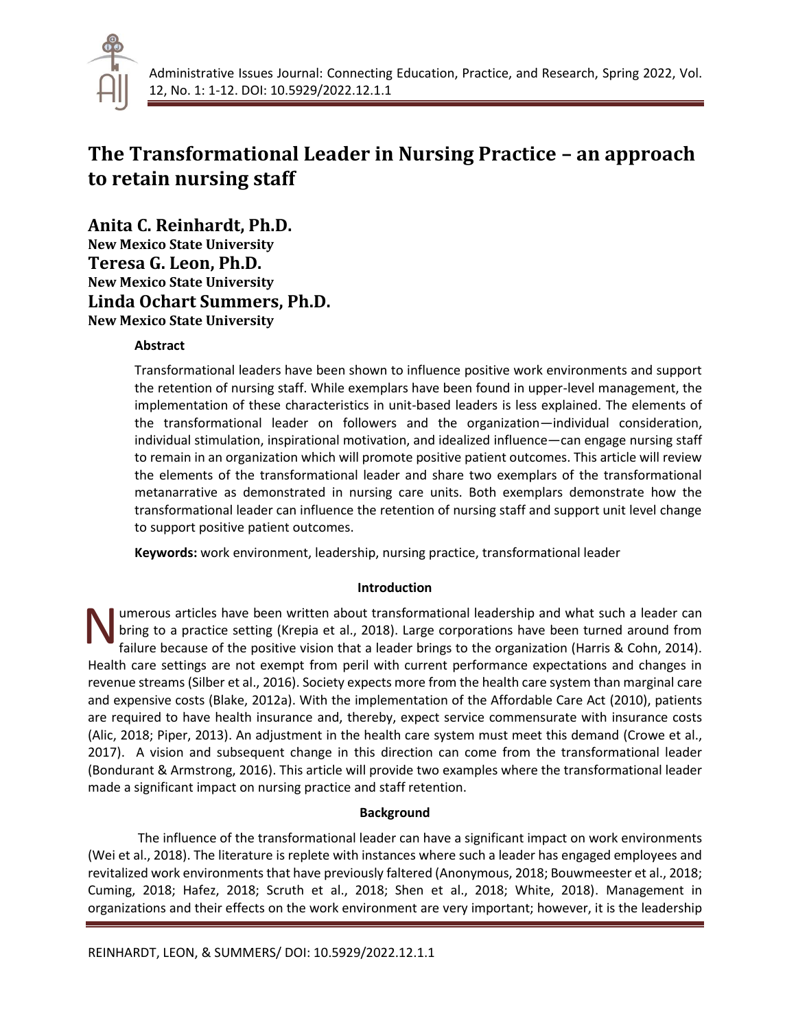# The Transformational Leader in Nursing Practice – an approach to retain nursing staff

**Anita C. Reinhardt, Ph.D.**
**New Mexico State University**
**Teresa G. Leon, Ph.D.**
**New Mexico State University**
**Linda Ochart Summers, Ph.D.**
**New Mexico State University**

### Abstract

Transformational leaders have been shown to influence positive work environments and support the retention of nursing staff. While exemplars have been found in upper-level management, the implementation of these characteristics in unit-based leaders is less explained. The elements of the transformational leader on followers and the organization—individual consideration, individual stimulation, inspirational motivation, and idealized influence—can engage nursing staff to remain in an organization which will promote positive patient outcomes. This article will review the elements of the transformational leader and share two exemplars of the transformational metanarrative as demonstrated in nursing care units. Both exemplars demonstrate how the transformational leader can influence the retention of nursing staff and support unit level change to support positive patient outcomes.

**Keywords:** work environment, leadership, nursing practice, transformational leader

## Introduction

Numerous articles have been written about transformational leadership and what such a leader can bring to a practice setting (Krepia et al., 2018). Large corporations have been turned around from failure because of the positive vision that a leader brings to the organization (Harris & Cohn, 2014). Health care settings are not exempt from peril with current performance expectations and changes in revenue streams (Silber et al., 2016). Society expects more from the health care system than marginal care and expensive costs (Blake, 2012a). With the implementation of the Affordable Care Act (2010), patients are required to have health insurance and, thereby, expect service commensurate with insurance costs (Alic, 2018; Piper, 2013). An adjustment in the health care system must meet this demand (Crowe et al., 2017). A vision and subsequent change in this direction can come from the transformational leader (Bondurant & Armstrong, 2016). This article will provide two examples where the transformational leader made a significant impact on nursing practice and staff retention.

## Background

The influence of the transformational leader can have a significant impact on work environments (Wei et al., 2018). The literature is replete with instances where such a leader has engaged employees and revitalized work environments that have previously faltered (Anonymous, 2018; Bouwmeester et al., 2018; Cuming, 2018; Hafez, 2018; Scruth et al., 2018; Shen et al., 2018; White, 2018). Management in organizations and their effects on the work environment are very important; however, it is the leadership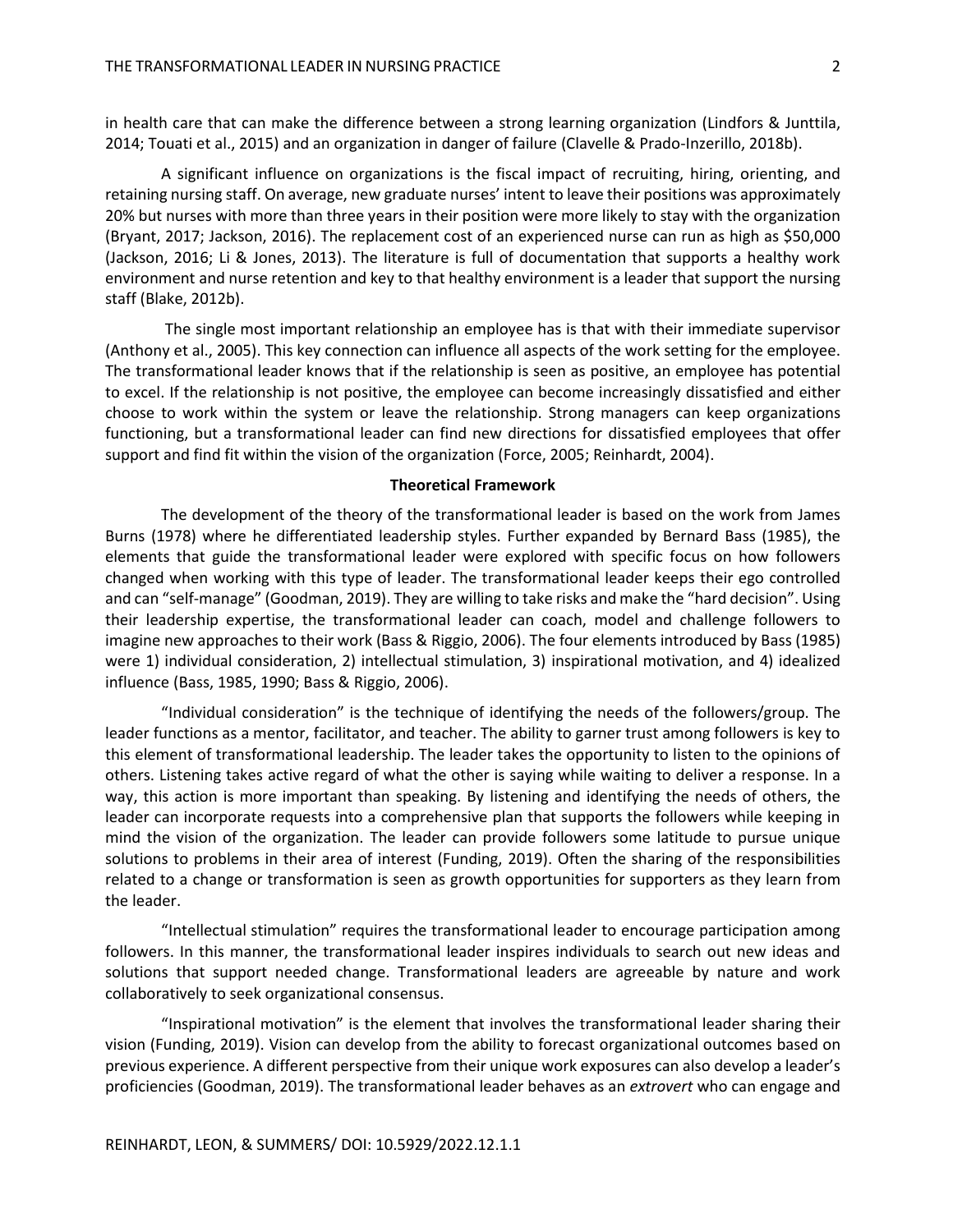in health care that can make the difference between a strong learning organization (Lindfors & Junttila, 2014; Touati et al., 2015) and an organization in danger of failure (Clavelle & Prado-Inzerillo, 2018b).

A significant influence on organizations is the fiscal impact of recruiting, hiring, orienting, and retaining nursing staff. On average, new graduate nurses' intent to leave their positions was approximately 20% but nurses with more than three years in their position were more likely to stay with the organization (Bryant, 2017; Jackson, 2016). The replacement cost of an experienced nurse can run as high as $50,000 (Jackson, 2016; Li & Jones, 2013). The literature is full of documentation that supports a healthy work environment and nurse retention and key to that healthy environment is a leader that support the nursing staff (Blake, 2012b).

The single most important relationship an employee has is that with their immediate supervisor (Anthony et al., 2005). This key connection can influence all aspects of the work setting for the employee. The transformational leader knows that if the relationship is seen as positive, an employee has potential to excel. If the relationship is not positive, the employee can become increasingly dissatisfied and either choose to work within the system or leave the relationship. Strong managers can keep organizations functioning, but a transformational leader can find new directions for dissatisfied employees that offer support and find fit within the vision of the organization (Force, 2005; Reinhardt, 2004).

## Theoretical Framework

The development of the theory of the transformational leader is based on the work from James Burns (1978) where he differentiated leadership styles. Further expanded by Bernard Bass (1985), the elements that guide the transformational leader were explored with specific focus on how followers changed when working with this type of leader. The transformational leader keeps their ego controlled and can "self-manage" (Goodman, 2019). They are willing to take risks and make the "hard decision". Using their leadership expertise, the transformational leader can coach, model and challenge followers to imagine new approaches to their work (Bass & Riggio, 2006). The four elements introduced by Bass (1985) were 1) individual consideration, 2) intellectual stimulation, 3) inspirational motivation, and 4) idealized influence (Bass, 1985, 1990; Bass & Riggio, 2006).

"Individual consideration" is the technique of identifying the needs of the followers/group. The leader functions as a mentor, facilitator, and teacher. The ability to garner trust among followers is key to this element of transformational leadership. The leader takes the opportunity to listen to the opinions of others. Listening takes active regard of what the other is saying while waiting to deliver a response. In a way, this action is more important than speaking. By listening and identifying the needs of others, the leader can incorporate requests into a comprehensive plan that supports the followers while keeping in mind the vision of the organization. The leader can provide followers some latitude to pursue unique solutions to problems in their area of interest (Funding, 2019). Often the sharing of the responsibilities related to a change or transformation is seen as growth opportunities for supporters as they learn from the leader.

"Intellectual stimulation" requires the transformational leader to encourage participation among followers. In this manner, the transformational leader inspires individuals to search out new ideas and solutions that support needed change. Transformational leaders are agreeable by nature and work collaboratively to seek organizational consensus.

"Inspirational motivation" is the element that involves the transformational leader sharing their vision (Funding, 2019). Vision can develop from the ability to forecast organizational outcomes based on previous experience. A different perspective from their unique work exposures can also develop a leader's proficiencies (Goodman, 2019). The transformational leader behaves as an *extrovert* who can engage and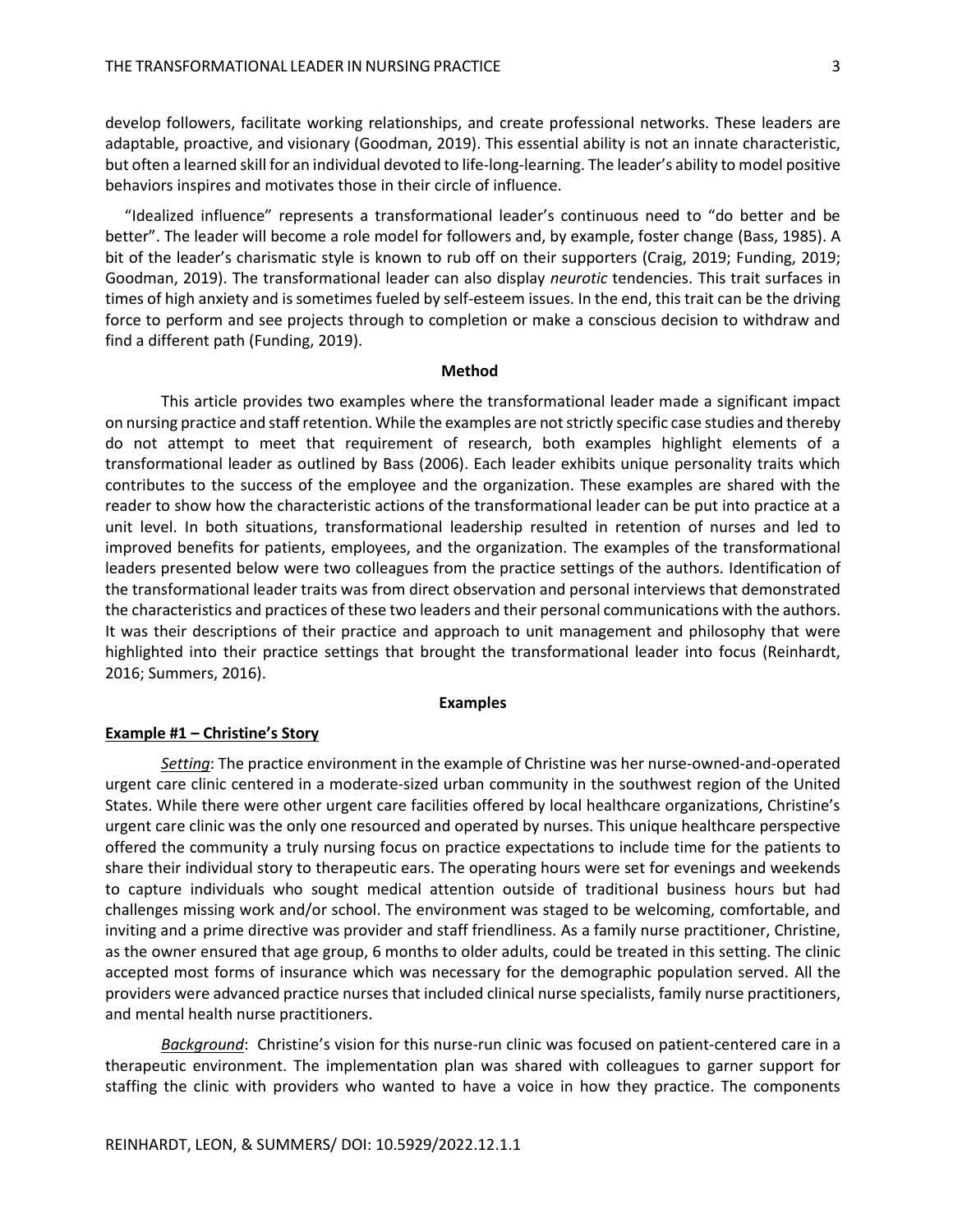develop followers, facilitate working relationships, and create professional networks. These leaders are adaptable, proactive, and visionary (Goodman, 2019). This essential ability is not an innate characteristic, but often a learned skill for an individual devoted to life-long-learning. The leader's ability to model positive behaviors inspires and motivates those in their circle of influence.

"Idealized influence" represents a transformational leader's continuous need to "do better and be better". The leader will become a role model for followers and, by example, foster change (Bass, 1985). A bit of the leader's charismatic style is known to rub off on their supporters (Craig, 2019; Funding, 2019; Goodman, 2019). The transformational leader can also display *neurotic* tendencies. This trait surfaces in times of high anxiety and is sometimes fueled by self-esteem issues. In the end, this trait can be the driving force to perform and see projects through to completion or make a conscious decision to withdraw and find a different path (Funding, 2019).

## Method

This article provides two examples where the transformational leader made a significant impact on nursing practice and staff retention. While the examples are not strictly specific case studies and thereby do not attempt to meet that requirement of research, both examples highlight elements of a transformational leader as outlined by Bass (2006). Each leader exhibits unique personality traits which contributes to the success of the employee and the organization. These examples are shared with the reader to show how the characteristic actions of the transformational leader can be put into practice at a unit level. In both situations, transformational leadership resulted in retention of nurses and led to improved benefits for patients, employees, and the organization. The examples of the transformational leaders presented below were two colleagues from the practice settings of the authors. Identification of the transformational leader traits was from direct observation and personal interviews that demonstrated the characteristics and practices of these two leaders and their personal communications with the authors. It was their descriptions of their practice and approach to unit management and philosophy that were highlighted into their practice settings that brought the transformational leader into focus (Reinhardt, 2016; Summers, 2016).

## Examples

### Example #1 – Christine's Story

*Setting*: The practice environment in the example of Christine was her nurse-owned-and-operated urgent care clinic centered in a moderate-sized urban community in the southwest region of the United States. While there were other urgent care facilities offered by local healthcare organizations, Christine's urgent care clinic was the only one resourced and operated by nurses. This unique healthcare perspective offered the community a truly nursing focus on practice expectations to include time for the patients to share their individual story to therapeutic ears. The operating hours were set for evenings and weekends to capture individuals who sought medical attention outside of traditional business hours but had challenges missing work and/or school. The environment was staged to be welcoming, comfortable, and inviting and a prime directive was provider and staff friendliness. As a family nurse practitioner, Christine, as the owner ensured that age group, 6 months to older adults, could be treated in this setting. The clinic accepted most forms of insurance which was necessary for the demographic population served. All the providers were advanced practice nurses that included clinical nurse specialists, family nurse practitioners, and mental health nurse practitioners.

*Background*: Christine's vision for this nurse-run clinic was focused on patient-centered care in a therapeutic environment. The implementation plan was shared with colleagues to garner support for staffing the clinic with providers who wanted to have a voice in how they practice. The components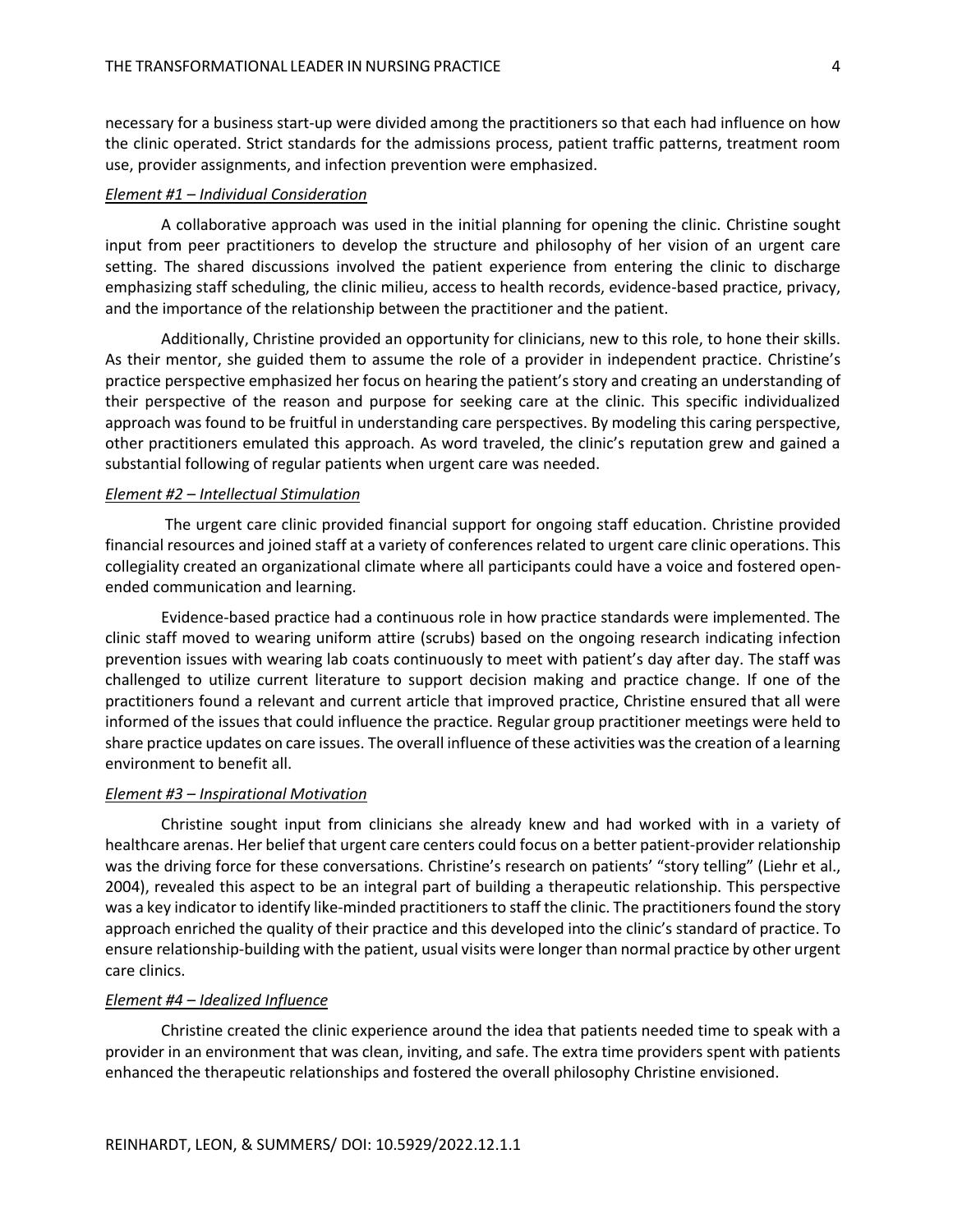necessary for a business start-up were divided among the practitioners so that each had influence on how the clinic operated. Strict standards for the admissions process, patient traffic patterns, treatment room use, provider assignments, and infection prevention were emphasized.

***Element #1 – Individual Consideration***

A collaborative approach was used in the initial planning for opening the clinic. Christine sought input from peer practitioners to develop the structure and philosophy of her vision of an urgent care setting. The shared discussions involved the patient experience from entering the clinic to discharge emphasizing staff scheduling, the clinic milieu, access to health records, evidence-based practice, privacy, and the importance of the relationship between the practitioner and the patient.

Additionally, Christine provided an opportunity for clinicians, new to this role, to hone their skills. As their mentor, she guided them to assume the role of a provider in independent practice. Christine's practice perspective emphasized her focus on hearing the patient's story and creating an understanding of their perspective of the reason and purpose for seeking care at the clinic. This specific individualized approach was found to be fruitful in understanding care perspectives. By modeling this caring perspective, other practitioners emulated this approach. As word traveled, the clinic's reputation grew and gained a substantial following of regular patients when urgent care was needed.

***Element #2 – Intellectual Stimulation***

The urgent care clinic provided financial support for ongoing staff education. Christine provided financial resources and joined staff at a variety of conferences related to urgent care clinic operations. This collegiality created an organizational climate where all participants could have a voice and fostered open-ended communication and learning.

Evidence-based practice had a continuous role in how practice standards were implemented. The clinic staff moved to wearing uniform attire (scrubs) based on the ongoing research indicating infection prevention issues with wearing lab coats continuously to meet with patient's day after day. The staff was challenged to utilize current literature to support decision making and practice change. If one of the practitioners found a relevant and current article that improved practice, Christine ensured that all were informed of the issues that could influence the practice. Regular group practitioner meetings were held to share practice updates on care issues. The overall influence of these activities was the creation of a learning environment to benefit all.

***Element #3 – Inspirational Motivation***

Christine sought input from clinicians she already knew and had worked with in a variety of healthcare arenas. Her belief that urgent care centers could focus on a better patient-provider relationship was the driving force for these conversations. Christine's research on patients' "story telling" (Liehr et al., 2004), revealed this aspect to be an integral part of building a therapeutic relationship. This perspective was a key indicator to identify like-minded practitioners to staff the clinic. The practitioners found the story approach enriched the quality of their practice and this developed into the clinic's standard of practice. To ensure relationship-building with the patient, usual visits were longer than normal practice by other urgent care clinics.

***Element #4 – Idealized Influence***

Christine created the clinic experience around the idea that patients needed time to speak with a provider in an environment that was clean, inviting, and safe. The extra time providers spent with patients enhanced the therapeutic relationships and fostered the overall philosophy Christine envisioned.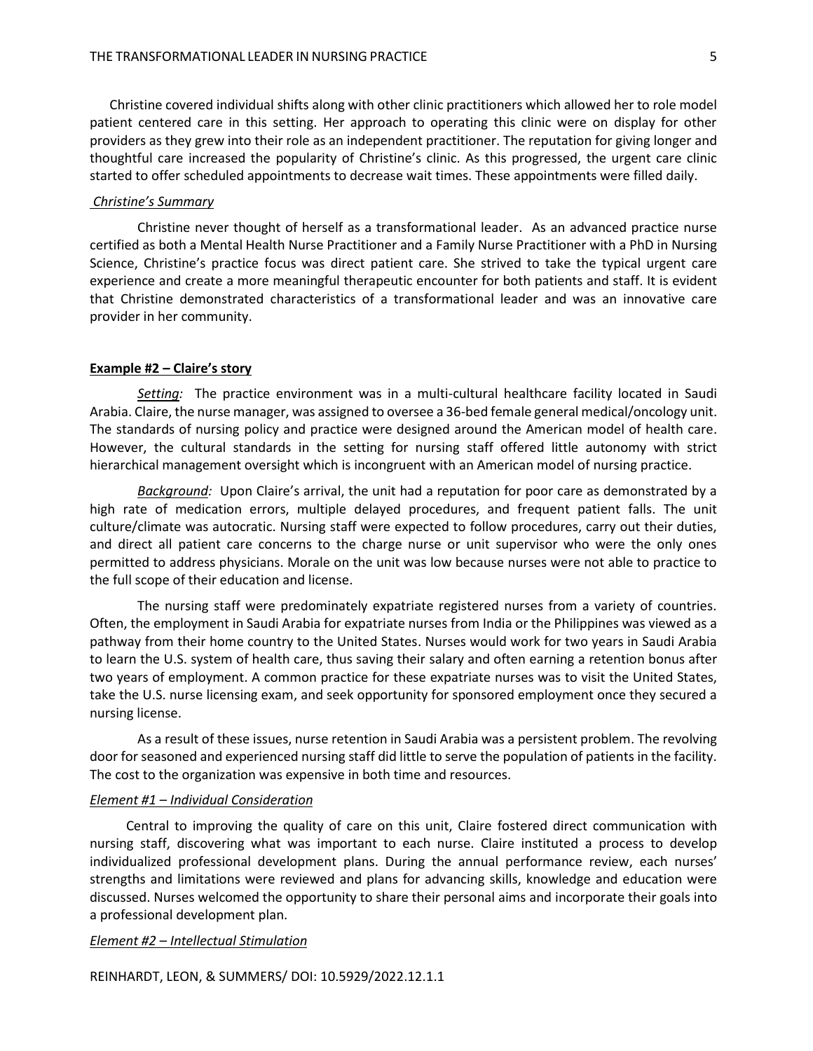Christine covered individual shifts along with other clinic practitioners which allowed her to role model patient centered care in this setting. Her approach to operating this clinic were on display for other providers as they grew into their role as an independent practitioner. The reputation for giving longer and thoughtful care increased the popularity of Christine's clinic. As this progressed, the urgent care clinic started to offer scheduled appointments to decrease wait times. These appointments were filled daily.

*Christine's Summary*

Christine never thought of herself as a transformational leader. As an advanced practice nurse certified as both a Mental Health Nurse Practitioner and a Family Nurse Practitioner with a PhD in Nursing Science, Christine's practice focus was direct patient care. She strived to take the typical urgent care experience and create a more meaningful therapeutic encounter for both patients and staff. It is evident that Christine demonstrated characteristics of a transformational leader and was an innovative care provider in her community.

**Example #2 – Claire's story**

*Setting:* The practice environment was in a multi-cultural healthcare facility located in Saudi Arabia. Claire, the nurse manager, was assigned to oversee a 36-bed female general medical/oncology unit. The standards of nursing policy and practice were designed around the American model of health care. However, the cultural standards in the setting for nursing staff offered little autonomy with strict hierarchical management oversight which is incongruent with an American model of nursing practice.

*Background:* Upon Claire's arrival, the unit had a reputation for poor care as demonstrated by a high rate of medication errors, multiple delayed procedures, and frequent patient falls. The unit culture/climate was autocratic. Nursing staff were expected to follow procedures, carry out their duties, and direct all patient care concerns to the charge nurse or unit supervisor who were the only ones permitted to address physicians. Morale on the unit was low because nurses were not able to practice to the full scope of their education and license.

The nursing staff were predominately expatriate registered nurses from a variety of countries. Often, the employment in Saudi Arabia for expatriate nurses from India or the Philippines was viewed as a pathway from their home country to the United States. Nurses would work for two years in Saudi Arabia to learn the U.S. system of health care, thus saving their salary and often earning a retention bonus after two years of employment. A common practice for these expatriate nurses was to visit the United States, take the U.S. nurse licensing exam, and seek opportunity for sponsored employment once they secured a nursing license.

As a result of these issues, nurse retention in Saudi Arabia was a persistent problem. The revolving door for seasoned and experienced nursing staff did little to serve the population of patients in the facility. The cost to the organization was expensive in both time and resources.

*Element #1 – Individual Consideration*

Central to improving the quality of care on this unit, Claire fostered direct communication with nursing staff, discovering what was important to each nurse. Claire instituted a process to develop individualized professional development plans. During the annual performance review, each nurses' strengths and limitations were reviewed and plans for advancing skills, knowledge and education were discussed. Nurses welcomed the opportunity to share their personal aims and incorporate their goals into a professional development plan.

*Element #2 – Intellectual Stimulation*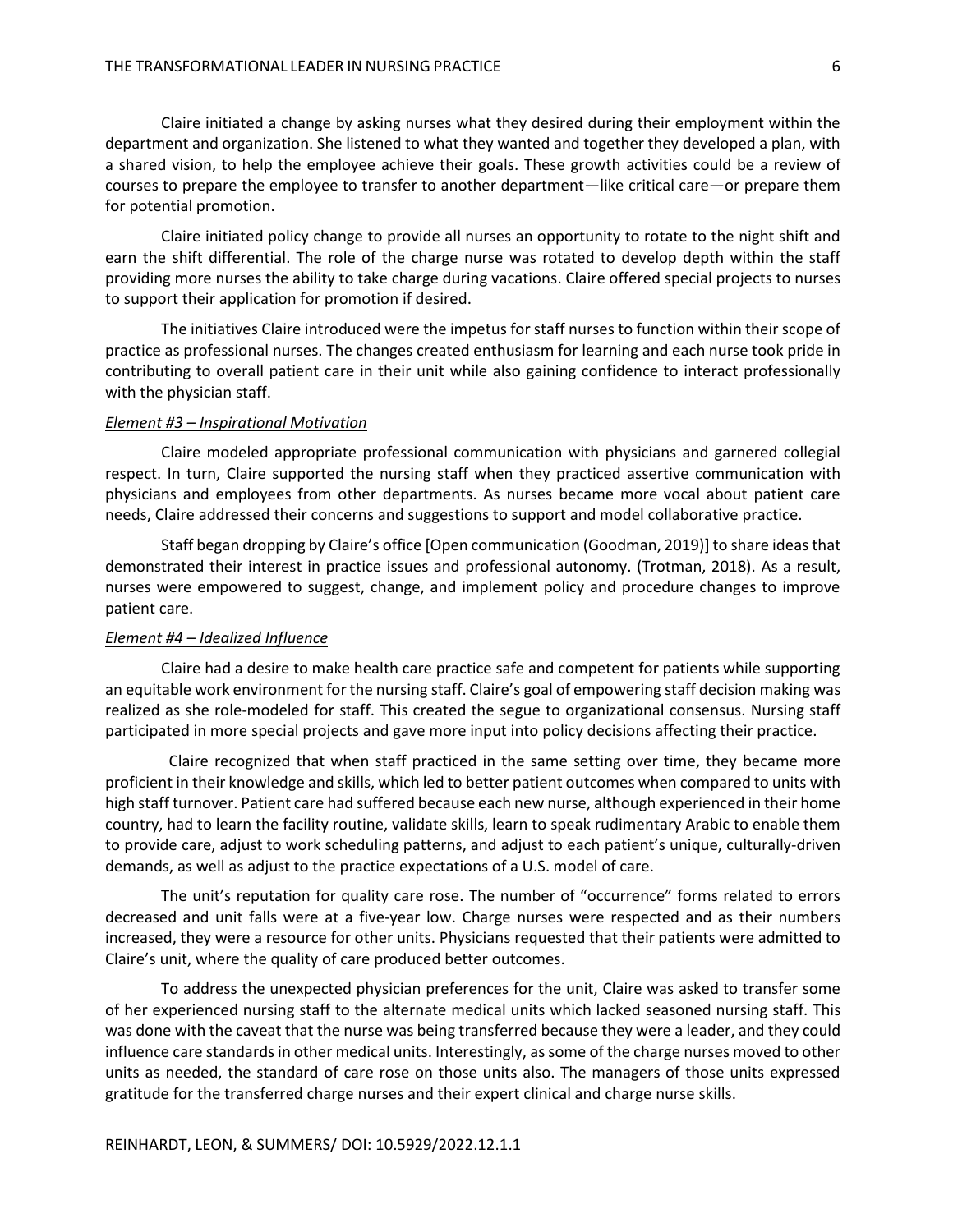Claire initiated a change by asking nurses what they desired during their employment within the department and organization. She listened to what they wanted and together they developed a plan, with a shared vision, to help the employee achieve their goals. These growth activities could be a review of courses to prepare the employee to transfer to another department—like critical care—or prepare them for potential promotion.

Claire initiated policy change to provide all nurses an opportunity to rotate to the night shift and earn the shift differential. The role of the charge nurse was rotated to develop depth within the staff providing more nurses the ability to take charge during vacations. Claire offered special projects to nurses to support their application for promotion if desired.

The initiatives Claire introduced were the impetus for staff nurses to function within their scope of practice as professional nurses. The changes created enthusiasm for learning and each nurse took pride in contributing to overall patient care in their unit while also gaining confidence to interact professionally with the physician staff.

#### *Element #3 – Inspirational Motivation*

Claire modeled appropriate professional communication with physicians and garnered collegial respect. In turn, Claire supported the nursing staff when they practiced assertive communication with physicians and employees from other departments. As nurses became more vocal about patient care needs, Claire addressed their concerns and suggestions to support and model collaborative practice.

Staff began dropping by Claire's office [Open communication (Goodman, 2019)] to share ideas that demonstrated their interest in practice issues and professional autonomy. (Trotman, 2018). As a result, nurses were empowered to suggest, change, and implement policy and procedure changes to improve patient care.

#### *Element #4 – Idealized Influence*

Claire had a desire to make health care practice safe and competent for patients while supporting an equitable work environment for the nursing staff. Claire's goal of empowering staff decision making was realized as she role-modeled for staff. This created the segue to organizational consensus. Nursing staff participated in more special projects and gave more input into policy decisions affecting their practice.

Claire recognized that when staff practiced in the same setting over time, they became more proficient in their knowledge and skills, which led to better patient outcomes when compared to units with high staff turnover. Patient care had suffered because each new nurse, although experienced in their home country, had to learn the facility routine, validate skills, learn to speak rudimentary Arabic to enable them to provide care, adjust to work scheduling patterns, and adjust to each patient's unique, culturally-driven demands, as well as adjust to the practice expectations of a U.S. model of care.

The unit's reputation for quality care rose. The number of "occurrence" forms related to errors decreased and unit falls were at a five-year low. Charge nurses were respected and as their numbers increased, they were a resource for other units. Physicians requested that their patients were admitted to Claire's unit, where the quality of care produced better outcomes.

To address the unexpected physician preferences for the unit, Claire was asked to transfer some of her experienced nursing staff to the alternate medical units which lacked seasoned nursing staff. This was done with the caveat that the nurse was being transferred because they were a leader, and they could influence care standards in other medical units. Interestingly, as some of the charge nurses moved to other units as needed, the standard of care rose on those units also. The managers of those units expressed gratitude for the transferred charge nurses and their expert clinical and charge nurse skills.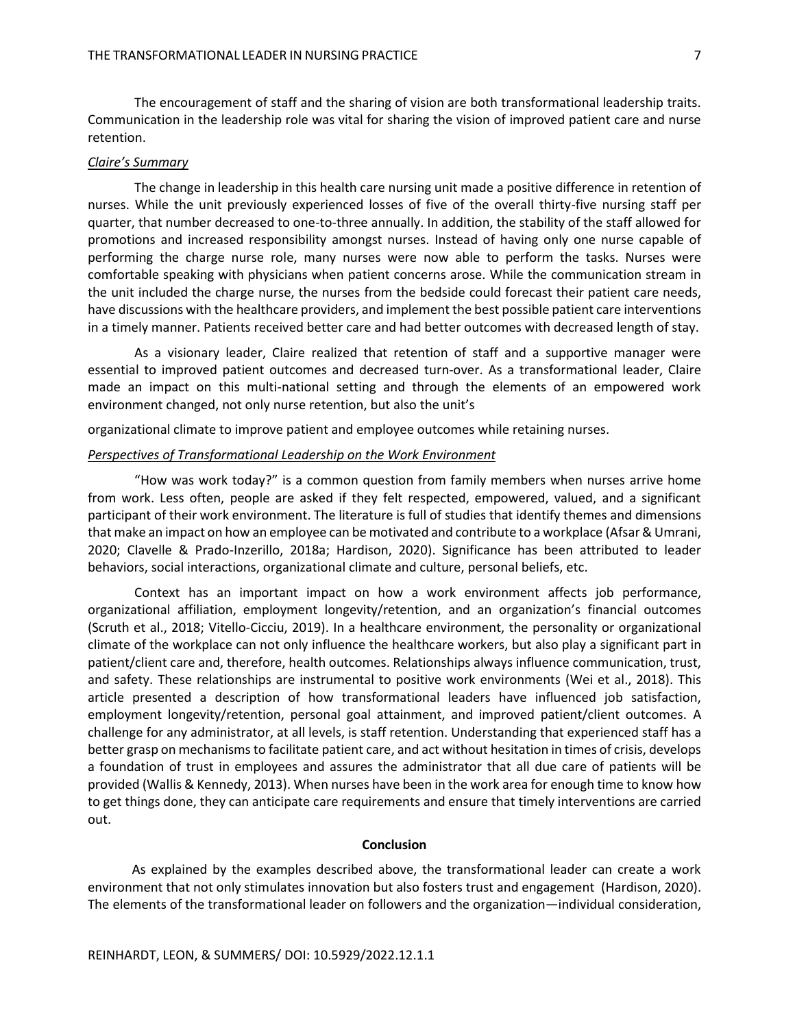The encouragement of staff and the sharing of vision are both transformational leadership traits. Communication in the leadership role was vital for sharing the vision of improved patient care and nurse retention.

### *Claire's Summary*

The change in leadership in this health care nursing unit made a positive difference in retention of nurses. While the unit previously experienced losses of five of the overall thirty-five nursing staff per quarter, that number decreased to one-to-three annually. In addition, the stability of the staff allowed for promotions and increased responsibility amongst nurses. Instead of having only one nurse capable of performing the charge nurse role, many nurses were now able to perform the tasks. Nurses were comfortable speaking with physicians when patient concerns arose. While the communication stream in the unit included the charge nurse, the nurses from the bedside could forecast their patient care needs, have discussions with the healthcare providers, and implement the best possible patient care interventions in a timely manner. Patients received better care and had better outcomes with decreased length of stay.

As a visionary leader, Claire realized that retention of staff and a supportive manager were essential to improved patient outcomes and decreased turn-over. As a transformational leader, Claire made an impact on this multi-national setting and through the elements of an empowered work environment changed, not only nurse retention, but also the unit's organizational climate to improve patient and employee outcomes while retaining nurses.

### *Perspectives of Transformational Leadership on the Work Environment*

"How was work today?" is a common question from family members when nurses arrive home from work. Less often, people are asked if they felt respected, empowered, valued, and a significant participant of their work environment. The literature is full of studies that identify themes and dimensions that make an impact on how an employee can be motivated and contribute to a workplace (Afsar & Umrani, 2020; Clavelle & Prado-Inzerillo, 2018a; Hardison, 2020). Significance has been attributed to leader behaviors, social interactions, organizational climate and culture, personal beliefs, etc.

Context has an important impact on how a work environment affects job performance, organizational affiliation, employment longevity/retention, and an organization's financial outcomes (Scruth et al., 2018; Vitello-Cicciu, 2019). In a healthcare environment, the personality or organizational climate of the workplace can not only influence the healthcare workers, but also play a significant part in patient/client care and, therefore, health outcomes. Relationships always influence communication, trust, and safety. These relationships are instrumental to positive work environments (Wei et al., 2018). This article presented a description of how transformational leaders have influenced job satisfaction, employment longevity/retention, personal goal attainment, and improved patient/client outcomes. A challenge for any administrator, at all levels, is staff retention. Understanding that experienced staff has a better grasp on mechanisms to facilitate patient care, and act without hesitation in times of crisis, develops a foundation of trust in employees and assures the administrator that all due care of patients will be provided (Wallis & Kennedy, 2013). When nurses have been in the work area for enough time to know how to get things done, they can anticipate care requirements and ensure that timely interventions are carried out.

## Conclusion

As explained by the examples described above, the transformational leader can create a work environment that not only stimulates innovation but also fosters trust and engagement (Hardison, 2020). The elements of the transformational leader on followers and the organization—individual consideration,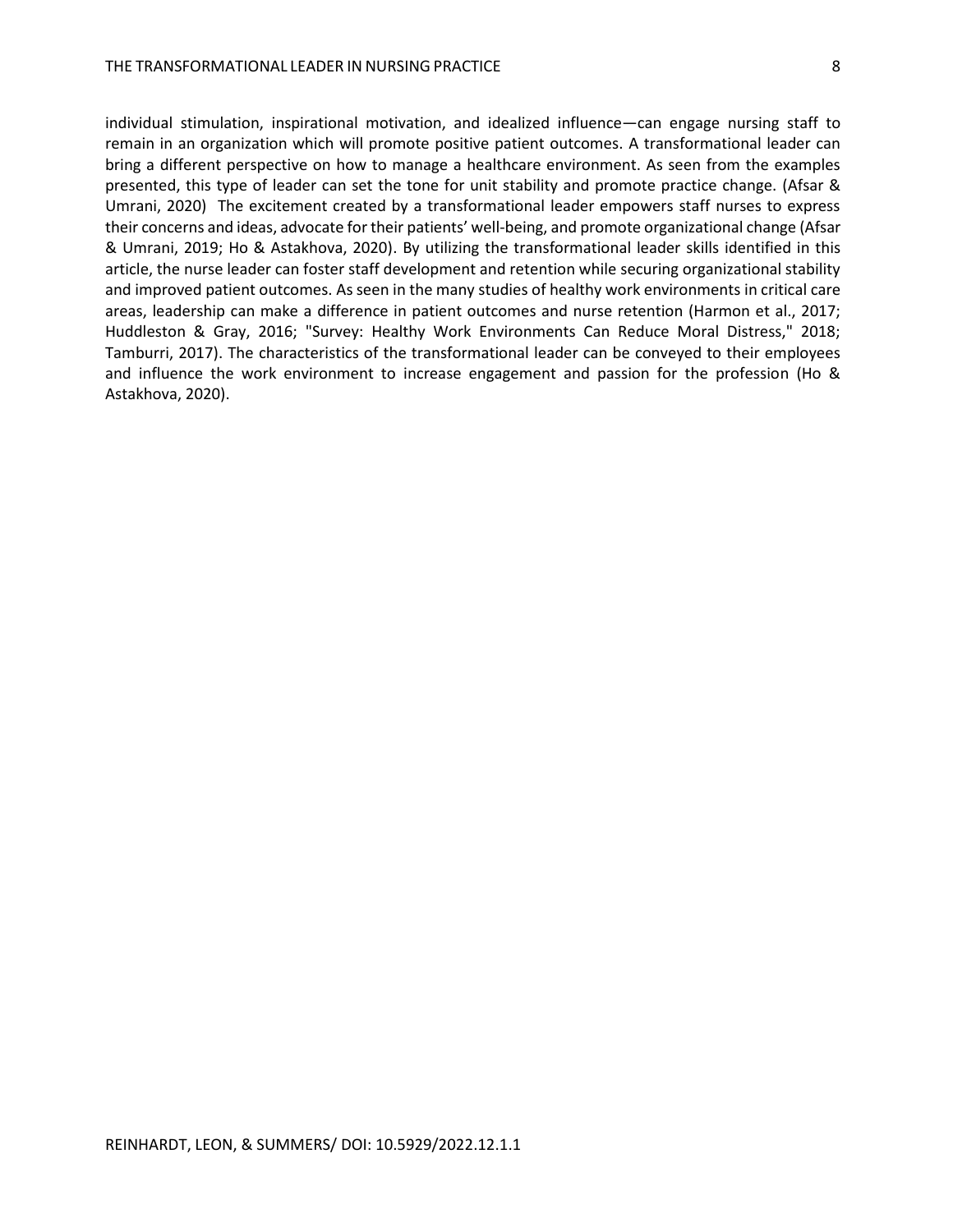individual stimulation, inspirational motivation, and idealized influence—can engage nursing staff to remain in an organization which will promote positive patient outcomes. A transformational leader can bring a different perspective on how to manage a healthcare environment. As seen from the examples presented, this type of leader can set the tone for unit stability and promote practice change. (Afsar & Umrani, 2020) The excitement created by a transformational leader empowers staff nurses to express their concerns and ideas, advocate for their patients' well-being, and promote organizational change (Afsar & Umrani, 2019; Ho & Astakhova, 2020). By utilizing the transformational leader skills identified in this article, the nurse leader can foster staff development and retention while securing organizational stability and improved patient outcomes. As seen in the many studies of healthy work environments in critical care areas, leadership can make a difference in patient outcomes and nurse retention (Harmon et al., 2017; Huddleston & Gray, 2016; "Survey: Healthy Work Environments Can Reduce Moral Distress," 2018; Tamburri, 2017). The characteristics of the transformational leader can be conveyed to their employees and influence the work environment to increase engagement and passion for the profession (Ho & Astakhova, 2020).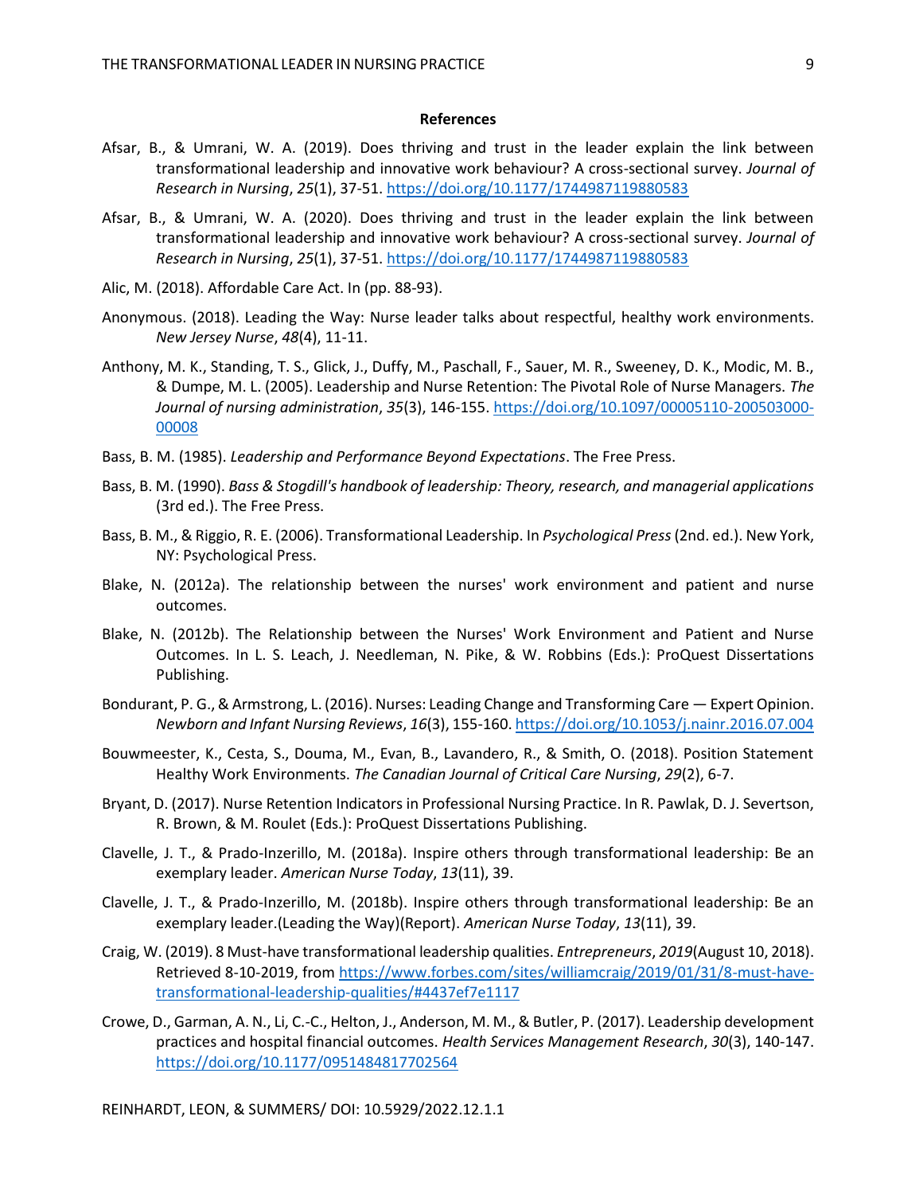**References**

Afsar, B., & Umrani, W. A. (2019). Does thriving and trust in the leader explain the link between transformational leadership and innovative work behaviour? A cross-sectional survey. *Journal of Research in Nursing*, *25*(1), 37-51. https://doi.org/10.1177/1744987119880583

Afsar, B., & Umrani, W. A. (2020). Does thriving and trust in the leader explain the link between transformational leadership and innovative work behaviour? A cross-sectional survey. *Journal of Research in Nursing*, *25*(1), 37-51. https://doi.org/10.1177/1744987119880583

Alic, M. (2018). Affordable Care Act. In (pp. 88-93).

Anonymous. (2018). Leading the Way: Nurse leader talks about respectful, healthy work environments. *New Jersey Nurse*, *48*(4), 11-11.

Anthony, M. K., Standing, T. S., Glick, J., Duffy, M., Paschall, F., Sauer, M. R., Sweeney, D. K., Modic, M. B., & Dumpe, M. L. (2005). Leadership and Nurse Retention: The Pivotal Role of Nurse Managers. *The Journal of nursing administration*, *35*(3), 146-155. https://doi.org/10.1097/00005110-200503000-00008

Bass, B. M. (1985). *Leadership and Performance Beyond Expectations*. The Free Press.

Bass, B. M. (1990). *Bass & Stogdill's handbook of leadership: Theory, research, and managerial applications* (3rd ed.). The Free Press.

Bass, B. M., & Riggio, R. E. (2006). Transformational Leadership. In *Psychological Press* (2nd. ed.). New York, NY: Psychological Press.

Blake, N. (2012a). The relationship between the nurses' work environment and patient and nurse outcomes.

Blake, N. (2012b). The Relationship between the Nurses' Work Environment and Patient and Nurse Outcomes. In L. S. Leach, J. Needleman, N. Pike, & W. Robbins (Eds.): ProQuest Dissertations Publishing.

Bondurant, P. G., & Armstrong, L. (2016). Nurses: Leading Change and Transforming Care — Expert Opinion. *Newborn and Infant Nursing Reviews*, *16*(3), 155-160. https://doi.org/10.1053/j.nainr.2016.07.004

Bouwmeester, K., Cesta, S., Douma, M., Evan, B., Lavandero, R., & Smith, O. (2018). Position Statement Healthy Work Environments. *The Canadian Journal of Critical Care Nursing*, *29*(2), 6-7.

Bryant, D. (2017). Nurse Retention Indicators in Professional Nursing Practice. In R. Pawlak, D. J. Severtson, R. Brown, & M. Roulet (Eds.): ProQuest Dissertations Publishing.

Clavelle, J. T., & Prado-Inzerillo, M. (2018a). Inspire others through transformational leadership: Be an exemplary leader. *American Nurse Today*, *13*(11), 39.

Clavelle, J. T., & Prado-Inzerillo, M. (2018b). Inspire others through transformational leadership: Be an exemplary leader.(Leading the Way)(Report). *American Nurse Today*, *13*(11), 39.

Craig, W. (2019). 8 Must-have transformational leadership qualities. *Entrepreneurs*, *2019*(August 10, 2018). Retrieved 8-10-2019, from https://www.forbes.com/sites/williamcraig/2019/01/31/8-must-have-transformational-leadership-qualities/#4437ef7e1117

Crowe, D., Garman, A. N., Li, C.-C., Helton, J., Anderson, M. M., & Butler, P. (2017). Leadership development practices and hospital financial outcomes. *Health Services Management Research*, *30*(3), 140-147. https://doi.org/10.1177/0951484817702564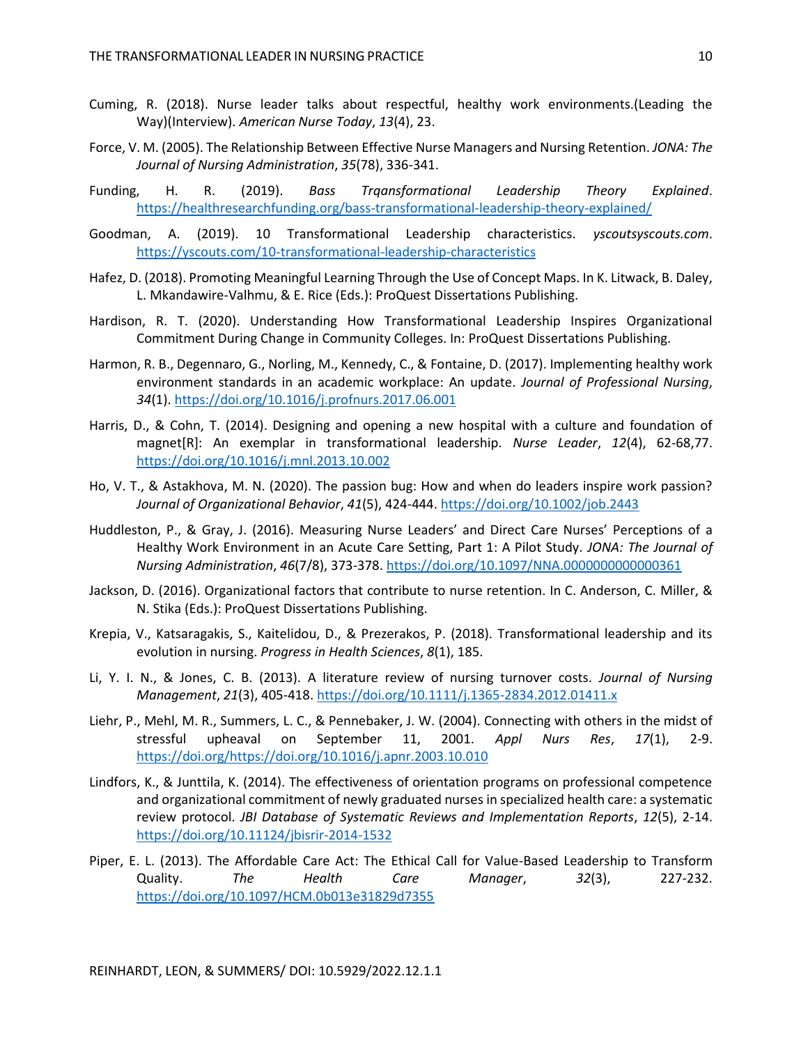Cuming, R. (2018). Nurse leader talks about respectful, healthy work environments.(Leading the Way)(Interview). *American Nurse Today*, *13*(4), 23.

Force, V. M. (2005). The Relationship Between Effective Nurse Managers and Nursing Retention. *JONA: The Journal of Nursing Administration*, *35*(78), 336-341.

Funding, H. R. (2019). *Bass Trqansformational Leadership Theory Explained*. https://healthresearchfunding.org/bass-transformational-leadership-theory-explained/

Goodman, A. (2019). 10 Transformational Leadership characteristics. *yscoutsyscouts.com*. https://yscouts.com/10-transformational-leadership-characteristics

Hafez, D. (2018). Promoting Meaningful Learning Through the Use of Concept Maps. In K. Litwack, B. Daley, L. Mkandawire-Valhmu, & E. Rice (Eds.): ProQuest Dissertations Publishing.

Hardison, R. T. (2020). Understanding How Transformational Leadership Inspires Organizational Commitment During Change in Community Colleges. In: ProQuest Dissertations Publishing.

Harmon, R. B., Degennaro, G., Norling, M., Kennedy, C., & Fontaine, D. (2017). Implementing healthy work environment standards in an academic workplace: An update. *Journal of Professional Nursing*, *34*(1). https://doi.org/10.1016/j.profnurs.2017.06.001

Harris, D., & Cohn, T. (2014). Designing and opening a new hospital with a culture and foundation of magnet[R]: An exemplar in transformational leadership. *Nurse Leader*, *12*(4), 62-68,77. https://doi.org/10.1016/j.mnl.2013.10.002

Ho, V. T., & Astakhova, M. N. (2020). The passion bug: How and when do leaders inspire work passion? *Journal of Organizational Behavior*, *41*(5), 424-444. https://doi.org/10.1002/job.2443

Huddleston, P., & Gray, J. (2016). Measuring Nurse Leaders' and Direct Care Nurses' Perceptions of a Healthy Work Environment in an Acute Care Setting, Part 1: A Pilot Study. *JONA: The Journal of Nursing Administration*, *46*(7/8), 373-378. https://doi.org/10.1097/NNA.0000000000000361

Jackson, D. (2016). Organizational factors that contribute to nurse retention. In C. Anderson, C. Miller, & N. Stika (Eds.): ProQuest Dissertations Publishing.

Krepia, V., Katsaragakis, S., Kaitelidou, D., & Prezerakos, P. (2018). Transformational leadership and its evolution in nursing. *Progress in Health Sciences*, *8*(1), 185.

Li, Y. I. N., & Jones, C. B. (2013). A literature review of nursing turnover costs. *Journal of Nursing Management*, *21*(3), 405-418. https://doi.org/10.1111/j.1365-2834.2012.01411.x

Liehr, P., Mehl, M. R., Summers, L. C., & Pennebaker, J. W. (2004). Connecting with others in the midst of stressful upheaval on September 11, 2001. *Appl Nurs Res*, *17*(1), 2-9. https://doi.org/https://doi.org/10.1016/j.apnr.2003.10.010

Lindfors, K., & Junttila, K. (2014). The effectiveness of orientation programs on professional competence and organizational commitment of newly graduated nurses in specialized health care: a systematic review protocol. *JBI Database of Systematic Reviews and Implementation Reports*, *12*(5), 2-14. https://doi.org/10.11124/jbisrir-2014-1532

Piper, E. L. (2013). The Affordable Care Act: The Ethical Call for Value-Based Leadership to Transform Quality. *The Health Care Manager*, *32*(3), 227-232. https://doi.org/10.1097/HCM.0b013e31829d7355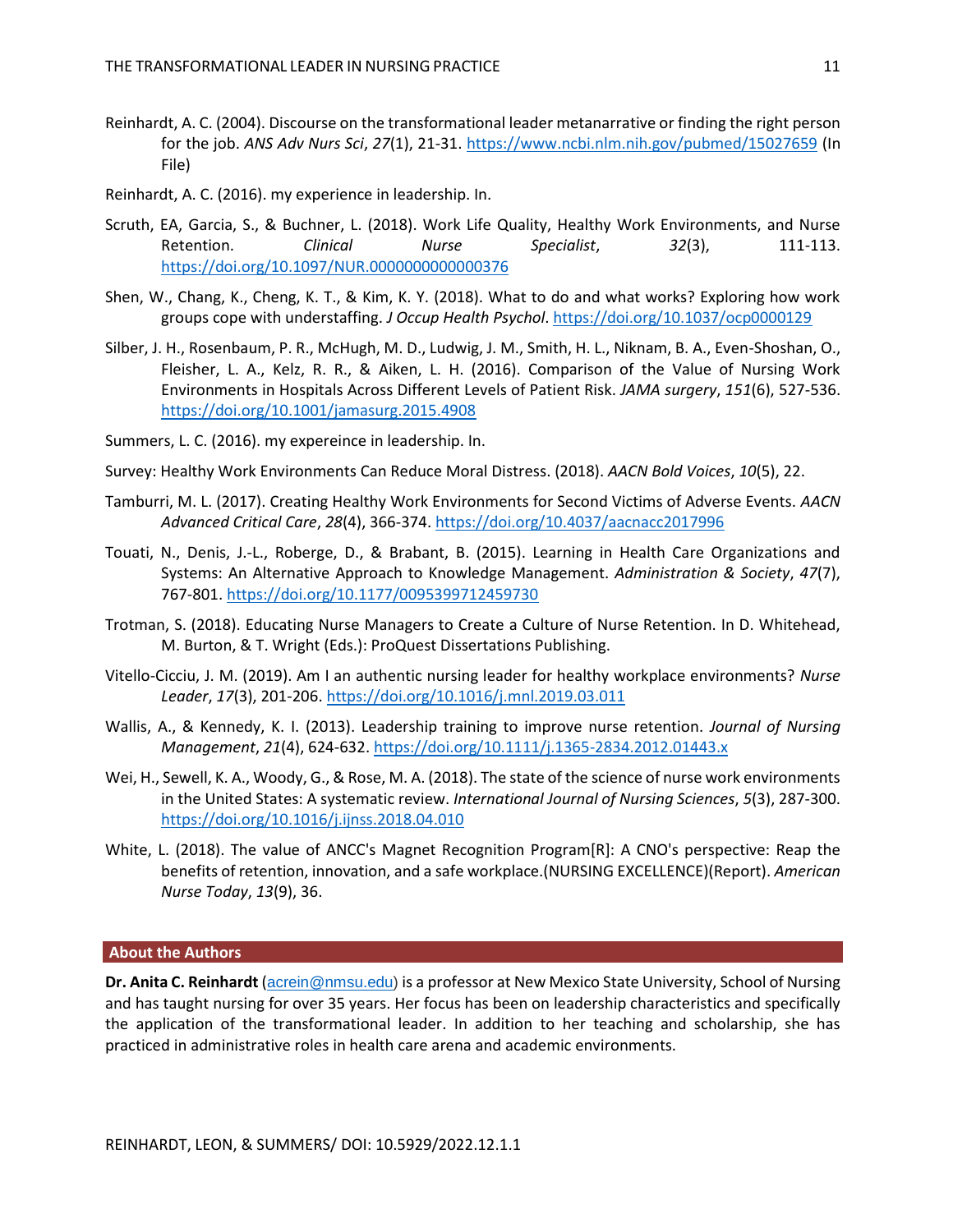Reinhardt, A. C. (2004). Discourse on the transformational leader metanarrative or finding the right person for the job. *ANS Adv Nurs Sci*, *27*(1), 21-31. https://www.ncbi.nlm.nih.gov/pubmed/15027659 (In File)

Reinhardt, A. C. (2016). my experience in leadership. In.

Scruth, EA, Garcia, S., & Buchner, L. (2018). Work Life Quality, Healthy Work Environments, and Nurse Retention. *Clinical Nurse Specialist*, *32*(3), 111-113. https://doi.org/10.1097/NUR.0000000000000376

Shen, W., Chang, K., Cheng, K. T., & Kim, K. Y. (2018). What to do and what works? Exploring how work groups cope with understaffing. *J Occup Health Psychol*. https://doi.org/10.1037/ocp0000129

Silber, J. H., Rosenbaum, P. R., McHugh, M. D., Ludwig, J. M., Smith, H. L., Niknam, B. A., Even-Shoshan, O., Fleisher, L. A., Kelz, R. R., & Aiken, L. H. (2016). Comparison of the Value of Nursing Work Environments in Hospitals Across Different Levels of Patient Risk. *JAMA surgery*, *151*(6), 527-536. https://doi.org/10.1001/jamasurg.2015.4908

Summers, L. C. (2016). my expereince in leadership. In.

Survey: Healthy Work Environments Can Reduce Moral Distress. (2018). *AACN Bold Voices*, *10*(5), 22.

Tamburri, M. L. (2017). Creating Healthy Work Environments for Second Victims of Adverse Events. *AACN Advanced Critical Care*, *28*(4), 366-374. https://doi.org/10.4037/aacnacc2017996

Touati, N., Denis, J.-L., Roberge, D., & Brabant, B. (2015). Learning in Health Care Organizations and Systems: An Alternative Approach to Knowledge Management. *Administration & Society*, *47*(7), 767-801. https://doi.org/10.1177/0095399712459730

Trotman, S. (2018). Educating Nurse Managers to Create a Culture of Nurse Retention. In D. Whitehead, M. Burton, & T. Wright (Eds.): ProQuest Dissertations Publishing.

Vitello-Cicciu, J. M. (2019). Am I an authentic nursing leader for healthy workplace environments? *Nurse Leader*, *17*(3), 201-206. https://doi.org/10.1016/j.mnl.2019.03.011

Wallis, A., & Kennedy, K. I. (2013). Leadership training to improve nurse retention. *Journal of Nursing Management*, *21*(4), 624-632. https://doi.org/10.1111/j.1365-2834.2012.01443.x

Wei, H., Sewell, K. A., Woody, G., & Rose, M. A. (2018). The state of the science of nurse work environments in the United States: A systematic review. *International Journal of Nursing Sciences*, *5*(3), 287-300. https://doi.org/10.1016/j.ijnss.2018.04.010

White, L. (2018). The value of ANCC's Magnet Recognition Program[R]: A CNO's perspective: Reap the benefits of retention, innovation, and a safe workplace.(NURSING EXCELLENCE)(Report). *American Nurse Today*, *13*(9), 36.

## About the Authors

**Dr. Anita C. Reinhardt** (acrein@nmsu.edu) is a professor at New Mexico State University, School of Nursing and has taught nursing for over 35 years. Her focus has been on leadership characteristics and specifically the application of the transformational leader. In addition to her teaching and scholarship, she has practiced in administrative roles in health care arena and academic environments.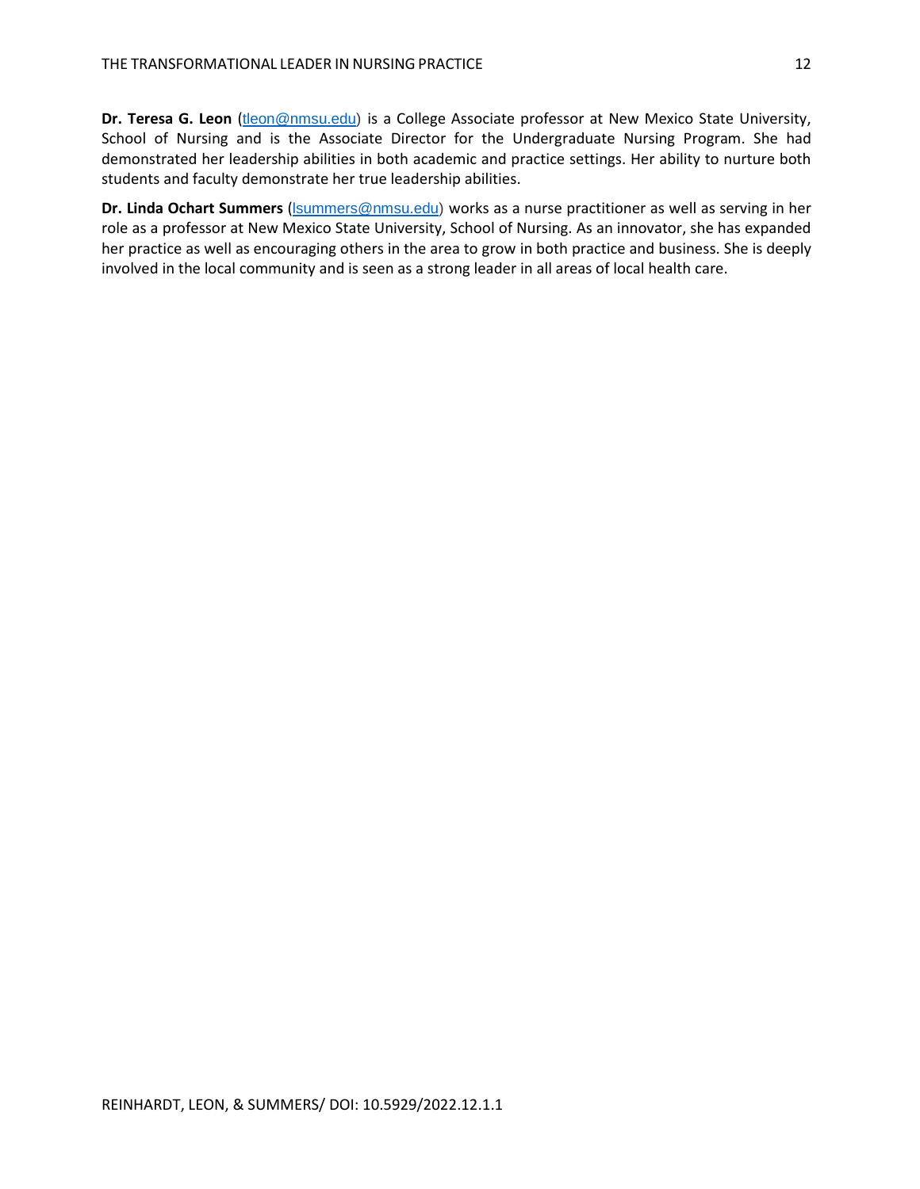**Dr. Teresa G. Leon** (tleon@nmsu.edu) is a College Associate professor at New Mexico State University, School of Nursing and is the Associate Director for the Undergraduate Nursing Program. She had demonstrated her leadership abilities in both academic and practice settings. Her ability to nurture both students and faculty demonstrate her true leadership abilities.

**Dr. Linda Ochart Summers** (lsummers@nmsu.edu) works as a nurse practitioner as well as serving in her role as a professor at New Mexico State University, School of Nursing. As an innovator, she has expanded her practice as well as encouraging others in the area to grow in both practice and business. She is deeply involved in the local community and is seen as a strong leader in all areas of local health care.